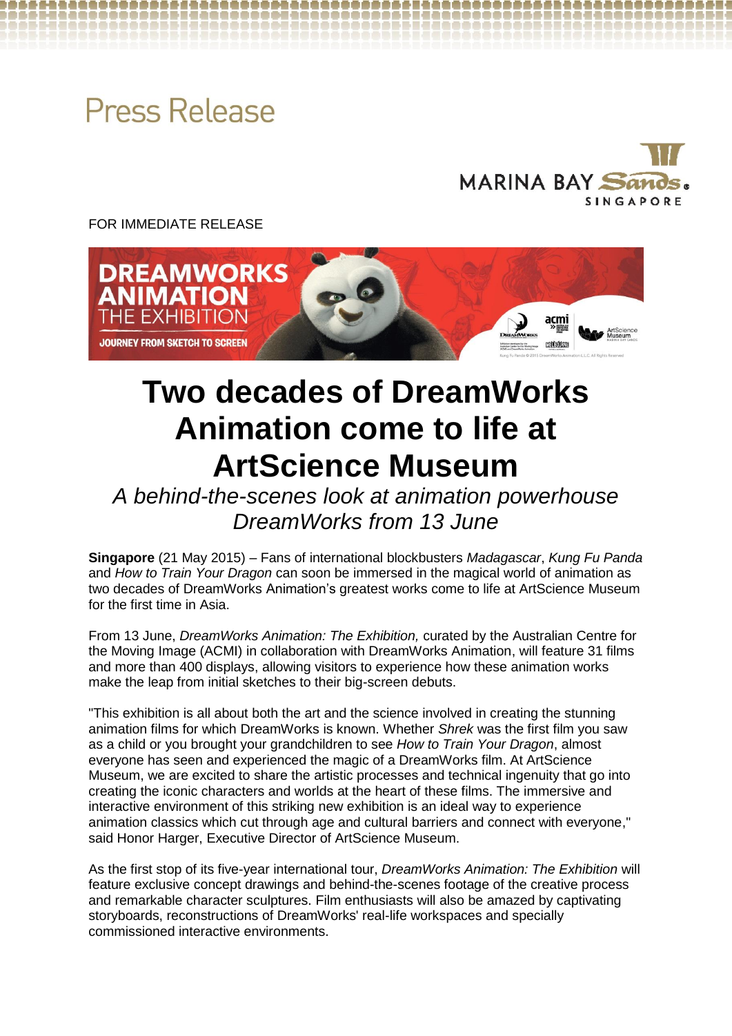Press Release

FOR IMMEDIATE RELEASE

# Two decades of DreamWorks Animation come to life at ArtScience Museum

*A behind-the-scenes look at animation powerhouse DreamWorks from 13 June*

**Singapore** (21 May 2015) – Fans of international blockbusters *Madagascar*, *Kung Fu Panda* and *How to Train Your Dragon* can soon be immersed in the magical world of animation as two decades of DreamWorks Animation's greatest works come to life at ArtScience Museum for the first time in Asia.

From 13 June, *DreamWorks Animation: The Exhibition,* curated by the Australian Centre for the Moving Image (ACMI) in collaboration with DreamWorks Animation, will feature 31 films and more than 400 displays, allowing visitors to experience how these animation works make the leap from initial sketches to their big-screen debuts.

"This exhibition is all about both the art and the science involved in creating the stunning animation films for which DreamWorks is known. Whether *Shrek* was the first film you saw as a child or you brought your grandchildren to see *How to Train Your Dragon*, almost everyone has seen and experienced the magic of a DreamWorks film. At ArtScience Museum, we are excited to share the artistic processes and technical ingenuity that go into creating the iconic characters and worlds at the heart of these films. The immersive and interactive environment of this striking new exhibition is an ideal way to experience animation classics which cut through age and cultural barriers and connect with everyone," said Honor Harger, Executive Director of ArtScience Museum.

As the first stop of its five-year international tour, *DreamWorks Animation: The Exhibition* will feature exclusive concept drawings and behind-the-scenes footage of the creative process and remarkable character sculptures. Film enthusiasts will also be amazed by captivating storyboards, reconstructions of DreamWorks' real-life workspaces and specially commissioned interactive environments.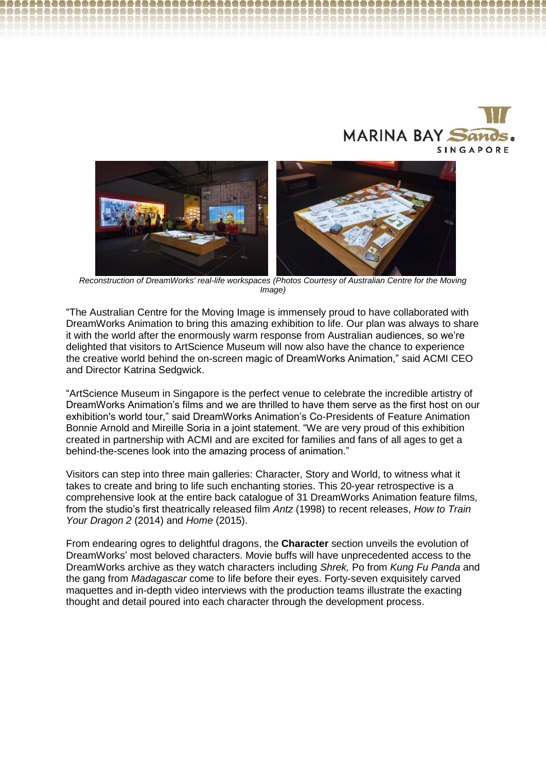*Reconstruction of DreamWorks' real-life workspaces (Photos Courtesy of Australian Centre for the Moving Image)*

"The Australian Centre for the Moving Image is immensely proud to have collaborated with DreamWorks Animation to bring this amazing exhibition to life. Our plan was always to share it with the world after the enormously warm response from Australian audiences, so we're delighted that visitors to ArtScience Museum will now also have the chance to experience the creative world behind the on-screen magic of DreamWorks Animation," said ACMI CEO and Director Katrina Sedgwick.

"ArtScience Museum in Singapore is the perfect venue to celebrate the incredible artistry of DreamWorks Animation's films and we are thrilled to have them serve as the first host on our exhibition's world tour," said DreamWorks Animation's Co-Presidents of Feature Animation Bonnie Arnold and Mireille Soria in a joint statement. "We are very proud of this exhibition created in partnership with ACMI and are excited for families and fans of all ages to get a behind-the-scenes look into the amazing process of animation."

Visitors can step into three main galleries: Character, Story and World, to witness what it takes to create and bring to life such enchanting stories. This 20-year retrospective is a comprehensive look at the entire back catalogue of 31 DreamWorks Animation feature films, from the studio's first theatrically released film *Antz* (1998) to recent releases, *How to Train Your Dragon 2* (2014) and *Home* (2015).

From endearing ogres to delightful dragons, the **Character** section unveils the evolution of DreamWorks' most beloved characters. Movie buffs will have unprecedented access to the DreamWorks archive as they watch characters including *Shrek,* Po from *Kung Fu Panda* and the gang from *Madagascar* come to life before their eyes. Forty-seven exquisitely carved maquettes and in-depth video interviews with the production teams illustrate the exacting thought and detail poured into each character through the development process.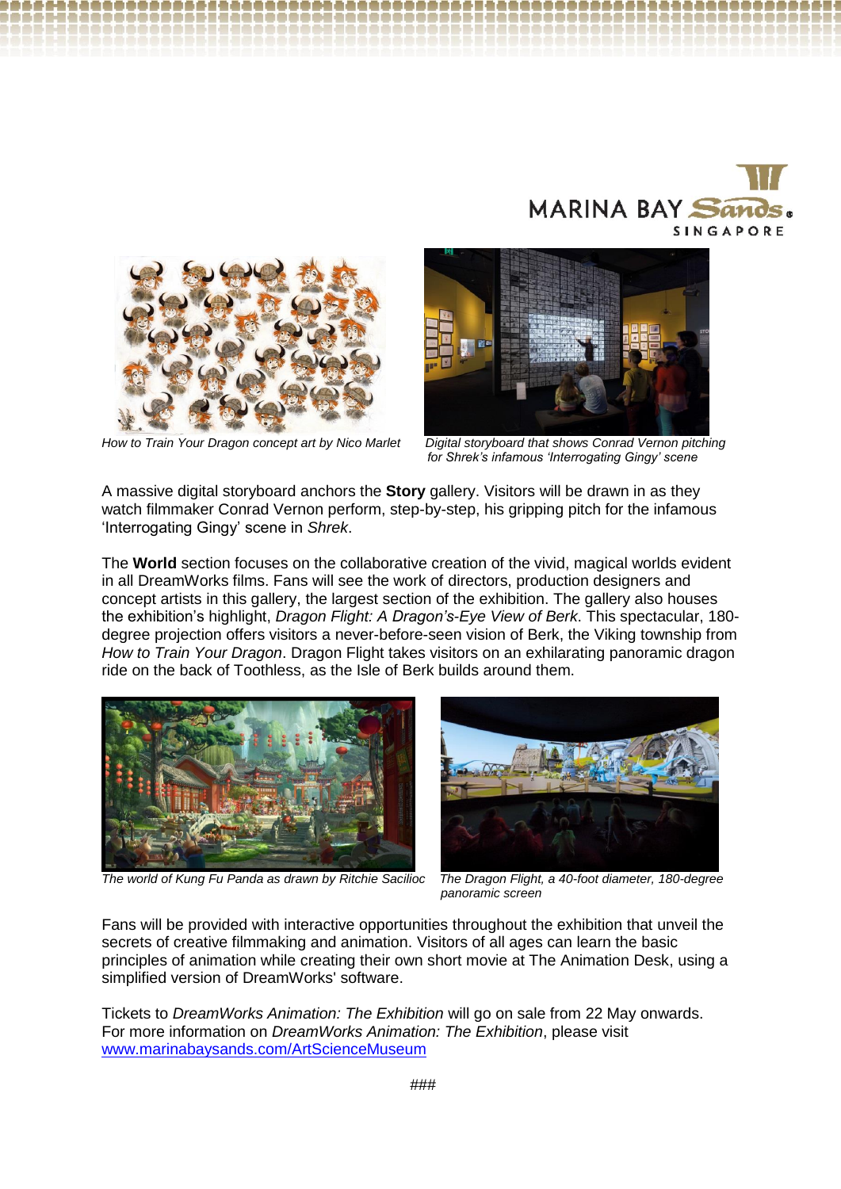*How to Train Your Dragon concept art by Nico Marlet*

*Digital storyboard that shows Conrad Vernon pitching for Shrek's infamous 'Interrogating Gingy' scene*

A massive digital storyboard anchors the **Story** gallery. Visitors will be drawn in as they watch filmmaker Conrad Vernon perform, step-by-step, his gripping pitch for the infamous 'Interrogating Gingy' scene in *Shrek*.

The **World** section focuses on the collaborative creation of the vivid, magical worlds evident in all DreamWorks films. Fans will see the work of directors, production designers and concept artists in this gallery, the largest section of the exhibition. The gallery also houses the exhibition's highlight, *Dragon Flight: A Dragon's-Eye View of Berk*. This spectacular, 180-degree projection offers visitors a never-before-seen vision of Berk, the Viking township from *How to Train Your Dragon*. Dragon Flight takes visitors on an exhilarating panoramic dragon ride on the back of Toothless, as the Isle of Berk builds around them.

*The world of Kung Fu Panda as drawn by Ritchie Sacilioc*

*The Dragon Flight, a 40-foot diameter, 180-degree panoramic screen*

Fans will be provided with interactive opportunities throughout the exhibition that unveil the secrets of creative filmmaking and animation. Visitors of all ages can learn the basic principles of animation while creating their own short movie at The Animation Desk, using a simplified version of DreamWorks' software.

Tickets to *DreamWorks Animation: The Exhibition* will go on sale from 22 May onwards. For more information on *DreamWorks Animation: The Exhibition*, please visit [www.marinabaysands.com/ArtScienceMuseum](http://www.marinabaysands.com/ArtScienceMuseum)

###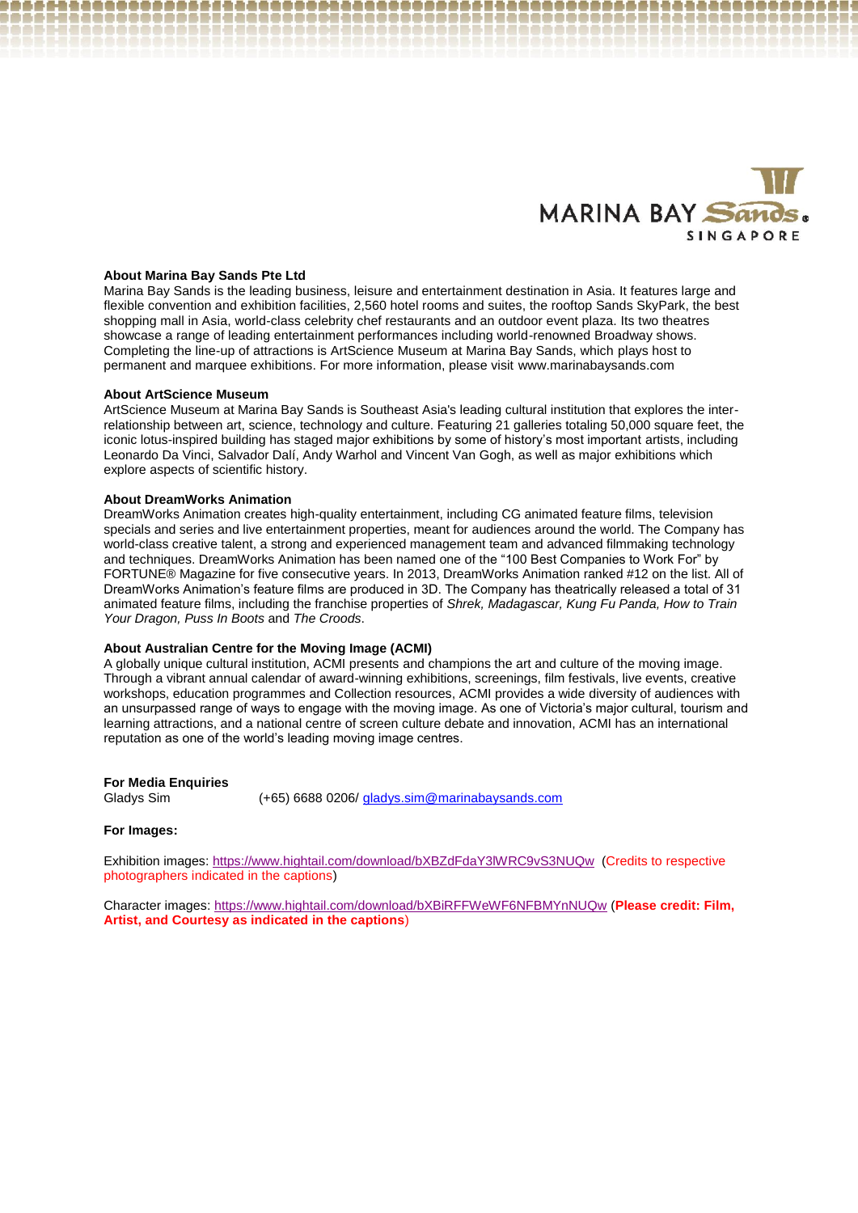### About Marina Bay Sands Pte Ltd

Marina Bay Sands is the leading business, leisure and entertainment destination in Asia. It features large and flexible convention and exhibition facilities, 2,560 hotel rooms and suites, the rooftop Sands SkyPark, the best shopping mall in Asia, world-class celebrity chef restaurants and an outdoor event plaza. Its two theatres showcase a range of leading entertainment performances including world-renowned Broadway shows. Completing the line-up of attractions is ArtScience Museum at Marina Bay Sands, which plays host to permanent and marquee exhibitions. For more information, please visit www.marinabaysands.com

### About ArtScience Museum

ArtScience Museum at Marina Bay Sands is Southeast Asia's leading cultural institution that explores the inter-relationship between art, science, technology and culture. Featuring 21 galleries totaling 50,000 square feet, the iconic lotus-inspired building has staged major exhibitions by some of history's most important artists, including Leonardo Da Vinci, Salvador Dalí, Andy Warhol and Vincent Van Gogh, as well as major exhibitions which explore aspects of scientific history.

### About DreamWorks Animation

DreamWorks Animation creates high-quality entertainment, including CG animated feature films, television specials and series and live entertainment properties, meant for audiences around the world. The Company has world-class creative talent, a strong and experienced management team and advanced filmmaking technology and techniques. DreamWorks Animation has been named one of the "100 Best Companies to Work For" by FORTUNE® Magazine for five consecutive years. In 2013, DreamWorks Animation ranked #12 on the list. All of DreamWorks Animation's feature films are produced in 3D. The Company has theatrically released a total of 31 animated feature films, including the franchise properties of *Shrek, Madagascar, Kung Fu Panda, How to Train Your Dragon, Puss In Boots* and *The Croods*.

### About Australian Centre for the Moving Image (ACMI)

A globally unique cultural institution, ACMI presents and champions the art and culture of the moving image. Through a vibrant annual calendar of award-winning exhibitions, screenings, film festivals, live events, creative workshops, education programmes and Collection resources, ACMI provides a wide diversity of audiences with an unsurpassed range of ways to engage with the moving image. As one of Victoria's major cultural, tourism and learning attractions, and a national centre of screen culture debate and innovation, ACMI has an international reputation as one of the world's leading moving image centres.

**For Media Enquiries**

Gladys Sim (+65) 6688 0206/ gladys.sim@marinabaysands.com

**For Images:**

Exhibition images: https://www.hightail.com/download/bXBZdFdaY3lWRC9vS3NUQw (Credits to respective photographers indicated in the captions)

Character images: https://www.hightail.com/download/bXBiRFFWeWF6NFBMYnNUQw (**Please credit: Film, Artist, and Courtesy as indicated in the captions**)